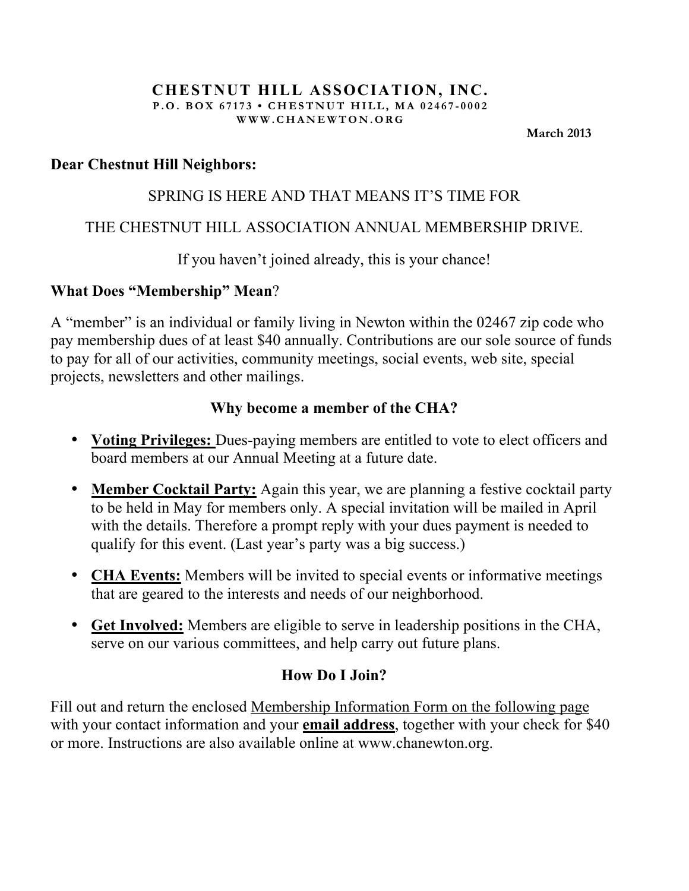**CHESTNUT HILL ASSOCIATION, INC.**
**P.O. BOX 67173 • CHESTNUT HILL, MA 02467-0002**
**WWW.CHANEWTON.ORG**

**March 2013**

**Dear Chestnut Hill Neighbors:**

SPRING IS HERE AND THAT MEANS IT'S TIME FOR

THE CHESTNUT HILL ASSOCIATION ANNUAL MEMBERSHIP DRIVE.

If you haven't joined already, this is your chance!

## What Does "Membership" Mean?

A "member" is an individual or family living in Newton within the 02467 zip code who pay membership dues of at least $40 annually. Contributions are our sole source of funds to pay for all of our activities, community meetings, social events, web site, special projects, newsletters and other mailings.

## Why become a member of the CHA?

- **Voting Privileges:** Dues-paying members are entitled to vote to elect officers and board members at our Annual Meeting at a future date.
- **Member Cocktail Party:** Again this year, we are planning a festive cocktail party to be held in May for members only. A special invitation will be mailed in April with the details. Therefore a prompt reply with your dues payment is needed to qualify for this event. (Last year's party was a big success.)
- **CHA Events:** Members will be invited to special events or informative meetings that are geared to the interests and needs of our neighborhood.
- **Get Involved:** Members are eligible to serve in leadership positions in the CHA, serve on our various committees, and help carry out future plans.

## How Do I Join?

Fill out and return the enclosed Membership Information Form on the following page with your contact information and your **email address**, together with your check for $40 or more. Instructions are also available online at www.chanewton.org.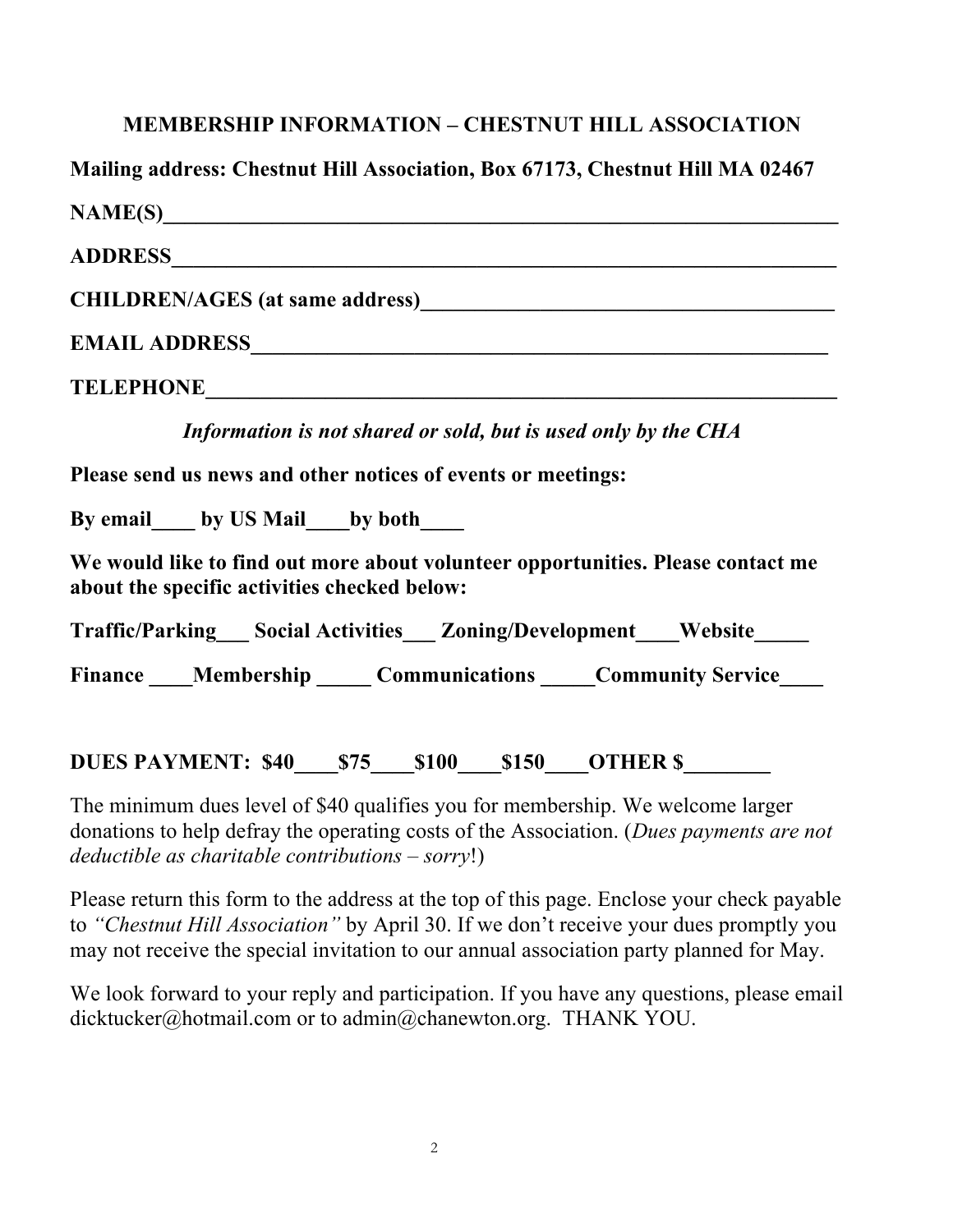## MEMBERSHIP INFORMATION – CHESTNUT HILL ASSOCIATION

**Mailing address: Chestnut Hill Association, Box 67173, Chestnut Hill MA 02467**

**NAME(S)\_\_\_\_\_\_\_\_\_\_\_\_\_\_\_\_\_\_\_\_\_\_\_\_\_\_\_\_\_\_\_\_\_\_\_\_\_\_\_\_\_\_\_\_\_\_\_\_\_\_\_\_\_\_\_\_\_\_\_\_\_**

**ADDRESS\_\_\_\_\_\_\_\_\_\_\_\_\_\_\_\_\_\_\_\_\_\_\_\_\_\_\_\_\_\_\_\_\_\_\_\_\_\_\_\_\_\_\_\_\_\_\_\_\_\_\_\_\_\_\_\_\_\_\_\_**

**CHILDREN/AGES (at same address)\_\_\_\_\_\_\_\_\_\_\_\_\_\_\_\_\_\_\_\_\_\_\_\_\_\_\_\_\_\_\_\_\_\_\_\_\_**

**EMAIL ADDRESS\_\_\_\_\_\_\_\_\_\_\_\_\_\_\_\_\_\_\_\_\_\_\_\_\_\_\_\_\_\_\_\_\_\_\_\_\_\_\_\_\_\_\_\_\_\_\_\_\_\_\_\_\_**

**TELEPHONE\_\_\_\_\_\_\_\_\_\_\_\_\_\_\_\_\_\_\_\_\_\_\_\_\_\_\_\_\_\_\_\_\_\_\_\_\_\_\_\_\_\_\_\_\_\_\_\_\_\_\_\_\_\_\_\_\_\_**

***Information is not shared or sold, but is used only by the CHA***

**Please send us news and other notices of events or meetings:**

**By email\_\_\_\_ by US Mail\_\_\_\_by both\_\_\_\_**

**We would like to find out more about volunteer opportunities. Please contact me about the specific activities checked below:**

**Traffic/Parking\_\_\_ Social Activities\_\_\_ Zoning/Development\_\_\_\_Website\_\_\_\_\_**

**Finance \_\_\_\_Membership \_\_\_\_\_ Communications \_\_\_\_\_Community Service\_\_\_\_**

**DUES PAYMENT: $40\_\_\_\_$75\_\_\_\_$100\_\_\_\_$150\_\_\_\_OTHER $\_\_\_\_\_\_\_\_**

The minimum dues level of $40 qualifies you for membership. We welcome larger donations to help defray the operating costs of the Association. (*Dues payments are not deductible as charitable contributions – sorry*!)

Please return this form to the address at the top of this page. Enclose your check payable to *"Chestnut Hill Association"* by April 30. If we don't receive your dues promptly you may not receive the special invitation to our annual association party planned for May.

We look forward to your reply and participation. If you have any questions, please email dicktucker@hotmail.com or to admin@chanewton.org. THANK YOU.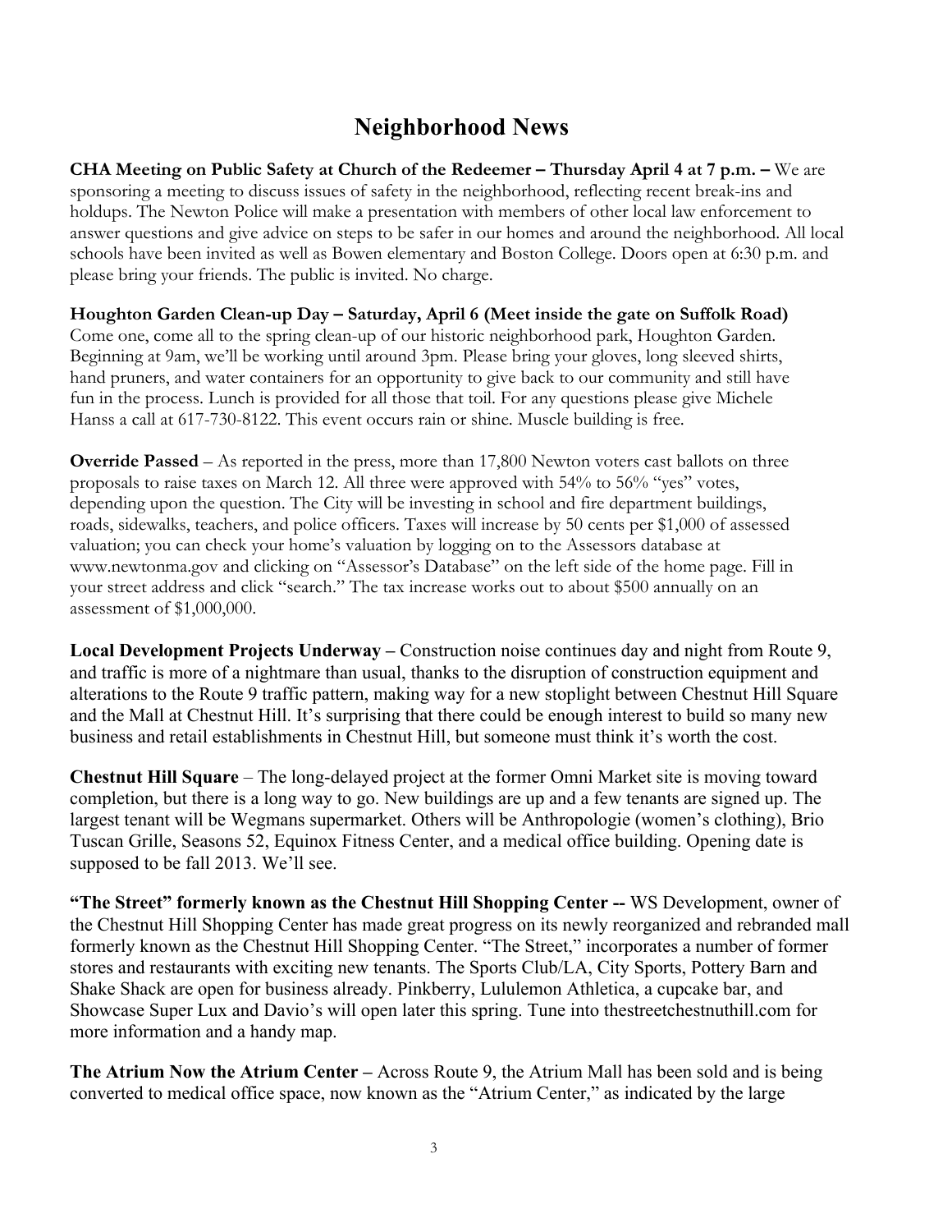# Neighborhood News

**CHA Meeting on Public Safety at Church of the Redeemer – Thursday April 4 at 7 p.m. –** We are sponsoring a meeting to discuss issues of safety in the neighborhood, reflecting recent break-ins and holdups. The Newton Police will make a presentation with members of other local law enforcement to answer questions and give advice on steps to be safer in our homes and around the neighborhood. All local schools have been invited as well as Bowen elementary and Boston College. Doors open at 6:30 p.m. and please bring your friends. The public is invited. No charge.

**Houghton Garden Clean-up Day – Saturday, April 6 (Meet inside the gate on Suffolk Road)**
Come one, come all to the spring clean-up of our historic neighborhood park, Houghton Garden. Beginning at 9am, we'll be working until around 3pm. Please bring your gloves, long sleeved shirts, hand pruners, and water containers for an opportunity to give back to our community and still have fun in the process. Lunch is provided for all those that toil. For any questions please give Michele Hanss a call at 617-730-8122. This event occurs rain or shine. Muscle building is free.

**Override Passed** – As reported in the press, more than 17,800 Newton voters cast ballots on three proposals to raise taxes on March 12. All three were approved with 54% to 56% "yes" votes, depending upon the question. The City will be investing in school and fire department buildings, roads, sidewalks, teachers, and police officers. Taxes will increase by 50 cents per $1,000 of assessed valuation; you can check your home's valuation by logging on to the Assessors database at www.newtonma.gov and clicking on "Assessor's Database" on the left side of the home page. Fill in your street address and click "search." The tax increase works out to about $500 annually on an assessment of $1,000,000.

**Local Development Projects Underway –** Construction noise continues day and night from Route 9, and traffic is more of a nightmare than usual, thanks to the disruption of construction equipment and alterations to the Route 9 traffic pattern, making way for a new stoplight between Chestnut Hill Square and the Mall at Chestnut Hill. It's surprising that there could be enough interest to build so many new business and retail establishments in Chestnut Hill, but someone must think it's worth the cost.

**Chestnut Hill Square** – The long-delayed project at the former Omni Market site is moving toward completion, but there is a long way to go. New buildings are up and a few tenants are signed up. The largest tenant will be Wegmans supermarket. Others will be Anthropologie (women's clothing), Brio Tuscan Grille, Seasons 52, Equinox Fitness Center, and a medical office building. Opening date is supposed to be fall 2013. We'll see.

**"The Street" formerly known as the Chestnut Hill Shopping Center --** WS Development, owner of the Chestnut Hill Shopping Center has made great progress on its newly reorganized and rebranded mall formerly known as the Chestnut Hill Shopping Center. "The Street," incorporates a number of former stores and restaurants with exciting new tenants. The Sports Club/LA, City Sports, Pottery Barn and Shake Shack are open for business already. Pinkberry, Lululemon Athletica, a cupcake bar, and Showcase Super Lux and Davio's will open later this spring. Tune into thestreetchestnuthill.com for more information and a handy map.

**The Atrium Now the Atrium Center –** Across Route 9, the Atrium Mall has been sold and is being converted to medical office space, now known as the "Atrium Center," as indicated by the large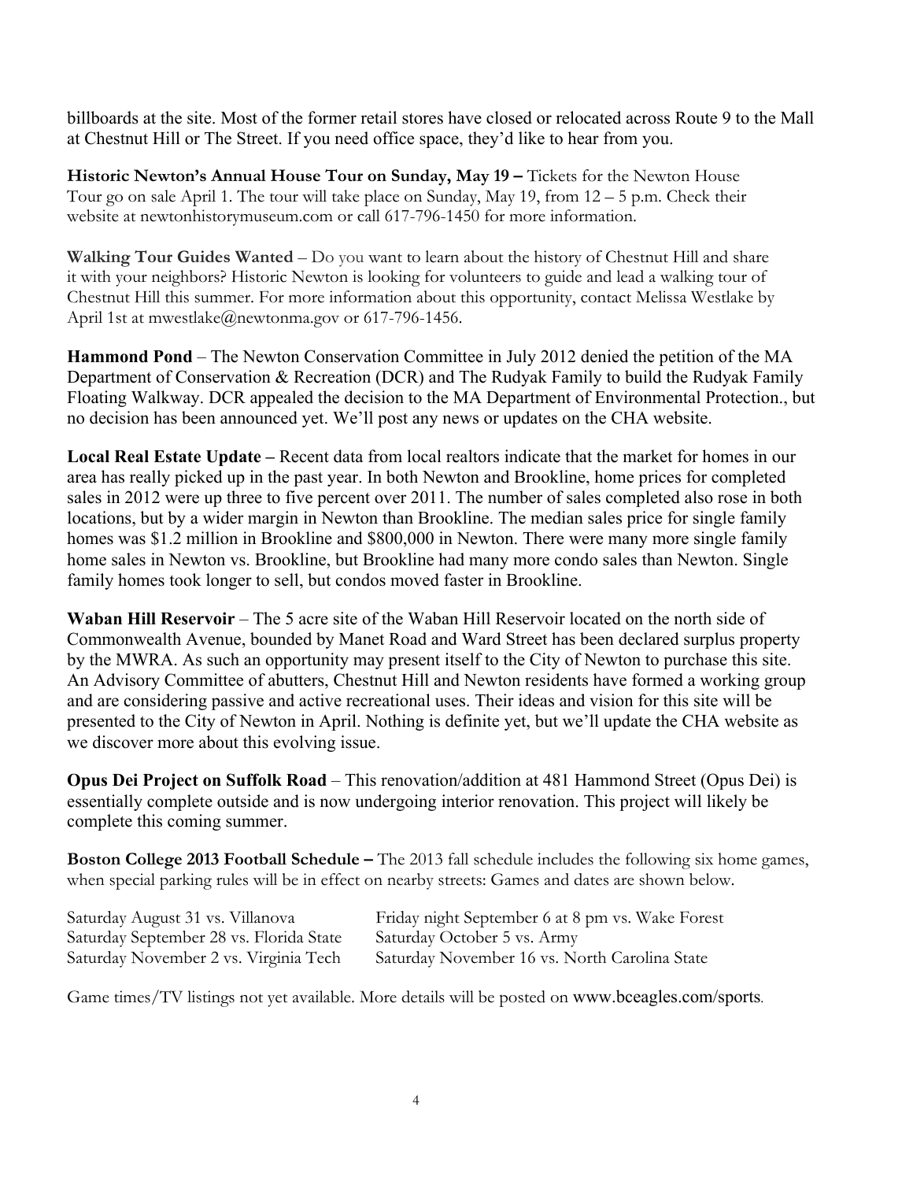billboards at the site. Most of the former retail stores have closed or relocated across Route 9 to the Mall at Chestnut Hill or The Street. If you need office space, they'd like to hear from you.

**Historic Newton's Annual House Tour on Sunday, May 19 –** Tickets for the Newton House Tour go on sale April 1. The tour will take place on Sunday, May 19, from 12 – 5 p.m. Check their website at newtonhistorymuseum.com or call 617-796-1450 for more information.

**Walking Tour Guides Wanted** – Do you want to learn about the history of Chestnut Hill and share it with your neighbors? Historic Newton is looking for volunteers to guide and lead a walking tour of Chestnut Hill this summer. For more information about this opportunity, contact Melissa Westlake by April 1st at mwestlake@newtonma.gov or 617-796-1456.

**Hammond Pond** – The Newton Conservation Committee in July 2012 denied the petition of the MA Department of Conservation & Recreation (DCR) and The Rudyak Family to build the Rudyak Family Floating Walkway. DCR appealed the decision to the MA Department of Environmental Protection., but no decision has been announced yet. We'll post any news or updates on the CHA website.

**Local Real Estate Update –** Recent data from local realtors indicate that the market for homes in our area has really picked up in the past year. In both Newton and Brookline, home prices for completed sales in 2012 were up three to five percent over 2011. The number of sales completed also rose in both locations, but by a wider margin in Newton than Brookline. The median sales price for single family homes was $1.2 million in Brookline and $800,000 in Newton. There were many more single family home sales in Newton vs. Brookline, but Brookline had many more condo sales than Newton. Single family homes took longer to sell, but condos moved faster in Brookline.

**Waban Hill Reservoir** – The 5 acre site of the Waban Hill Reservoir located on the north side of Commonwealth Avenue, bounded by Manet Road and Ward Street has been declared surplus property by the MWRA. As such an opportunity may present itself to the City of Newton to purchase this site. An Advisory Committee of abutters, Chestnut Hill and Newton residents have formed a working group and are considering passive and active recreational uses. Their ideas and vision for this site will be presented to the City of Newton in April. Nothing is definite yet, but we'll update the CHA website as we discover more about this evolving issue.

**Opus Dei Project on Suffolk Road** – This renovation/addition at 481 Hammond Street (Opus Dei) is essentially complete outside and is now undergoing interior renovation. This project will likely be complete this coming summer.

**Boston College 2013 Football Schedule –** The 2013 fall schedule includes the following six home games, when special parking rules will be in effect on nearby streets: Games and dates are shown below.

| | |
|---|---|
| Saturday August 31 vs. Villanova | Friday night September 6 at 8 pm vs. Wake Forest |
| Saturday September 28 vs. Florida State | Saturday October 5 vs. Army |
| Saturday November 2 vs. Virginia Tech | Saturday November 16 vs. North Carolina State |

Game times/TV listings not yet available. More details will be posted on www.bceagles.com/sports.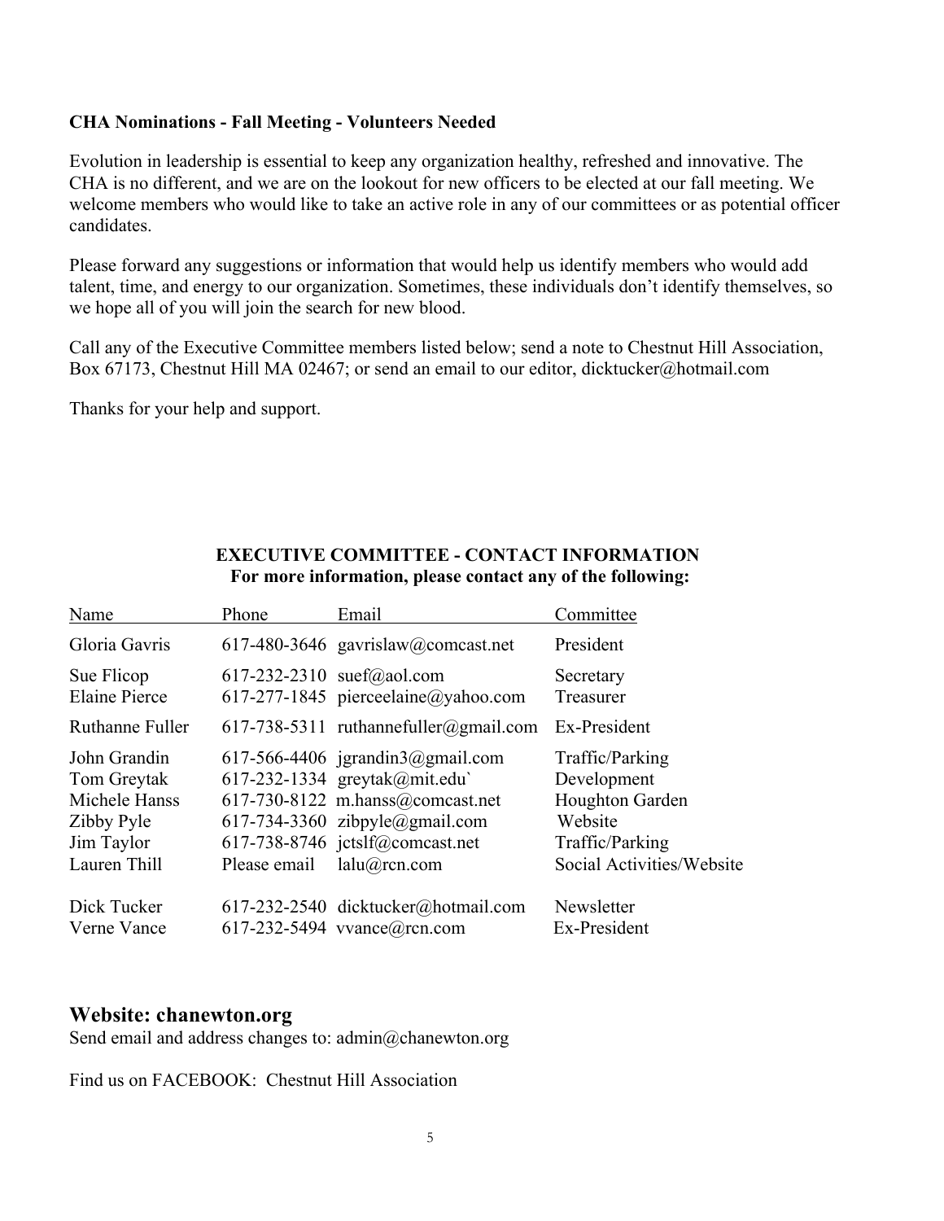**CHA Nominations - Fall Meeting - Volunteers Needed**

Evolution in leadership is essential to keep any organization healthy, refreshed and innovative. The CHA is no different, and we are on the lookout for new officers to be elected at our fall meeting. We welcome members who would like to take an active role in any of our committees or as potential officer candidates.

Please forward any suggestions or information that would help us identify members who would add talent, time, and energy to our organization. Sometimes, these individuals don't identify themselves, so we hope all of you will join the search for new blood.

Call any of the Executive Committee members listed below; send a note to Chestnut Hill Association, Box 67173, Chestnut Hill MA 02467; or send an email to our editor, dicktucker@hotmail.com

Thanks for your help and support.

**EXECUTIVE COMMITTEE - CONTACT INFORMATION**
**For more information, please contact any of the following:**

| Name | Phone | Email | Committee |
|---|---|---|---|
| Gloria Gavris | 617-480-3646 | gavrislaw@comcast.net | President |
| Sue Flicop | 617-232-2310 | suef@aol.com | Secretary |
| Elaine Pierce | 617-277-1845 | pierceelaine@yahoo.com | Treasurer |
| Ruthanne Fuller | 617-738-5311 | ruthannefuller@gmail.com | Ex-President |
| John Grandin | 617-566-4406 | jgrandin3@gmail.com | Traffic/Parking |
| Tom Greytak | 617-232-1334 | greytak@mit.edu` | Development |
| Michele Hanss | 617-730-8122 | m.hanss@comcast.net | Houghton Garden |
| Zibby Pyle | 617-734-3360 | zibpyle@gmail.com | Website |
| Jim Taylor | 617-738-8746 | jctslf@comcast.net | Traffic/Parking |
| Lauren Thill | Please email | lalu@rcn.com | Social Activities/Website |
| Dick Tucker | 617-232-2540 | dicktucker@hotmail.com | Newsletter |
| Verne Vance | 617-232-5494 | vvance@rcn.com | Ex-President |

## Website: chanewton.org

Send email and address changes to: admin@chanewton.org

Find us on FACEBOOK: Chestnut Hill Association